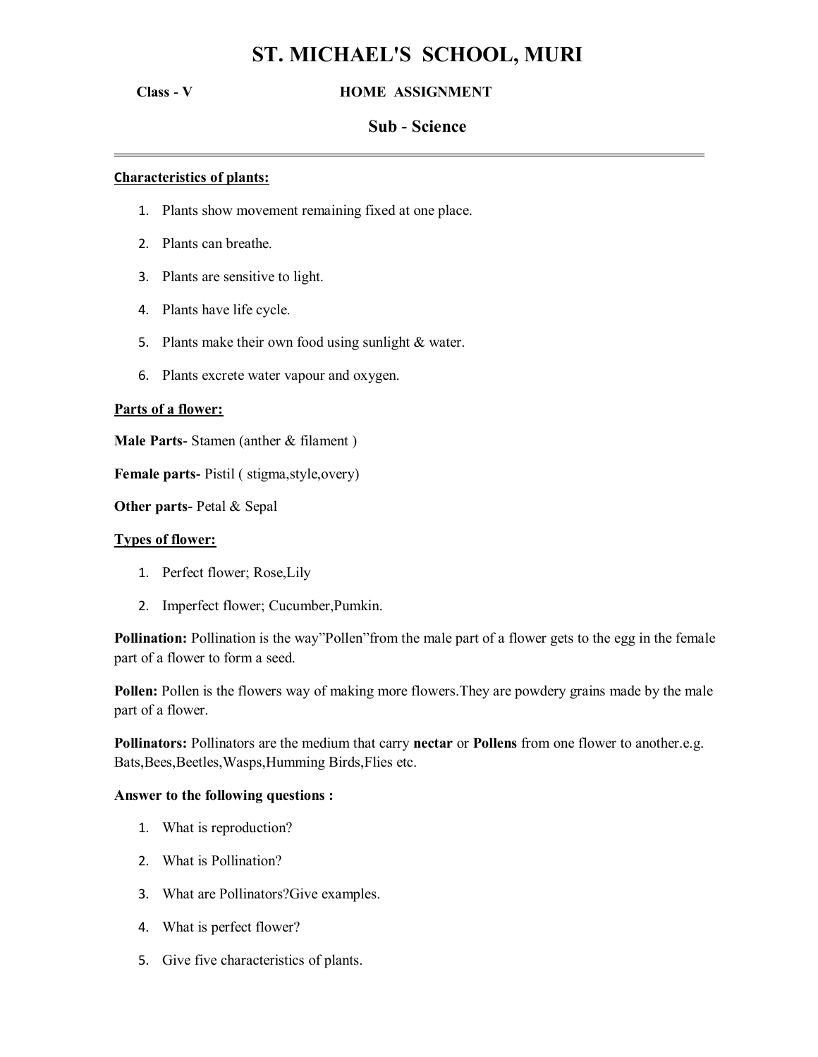# ST. MICHAEL'S SCHOOL, MURI

**Class - V** **HOME ASSIGNMENT**

## Sub - Science

---

**Characteristics of plants:**

1. Plants show movement remaining fixed at one place.
2. Plants can breathe.
3. Plants are sensitive to light.
4. Plants have life cycle.
5. Plants make their own food using sunlight & water.
6. Plants excrete water vapour and oxygen.

**Parts of a flower:**

**Male Parts**- Stamen (anther & filament )

**Female parts**- Pistil ( stigma,style,overy)

**Other parts**- Petal & Sepal

**Types of flower:**

1. Perfect flower; Rose,Lily
2. Imperfect flower; Cucumber,Pumkin.

**Pollination:** Pollination is the way"Pollen"from the male part of a flower gets to the egg in the female part of a flower to form a seed.

**Pollen:** Pollen is the flowers way of making more flowers.They are powdery grains made by the male part of a flower.

**Pollinators:** Pollinators are the medium that carry **nectar** or **Pollens** from one flower to another.e.g. Bats,Bees,Beetles,Wasps,Humming Birds,Flies etc.

**Answer to the following questions :**

1. What is reproduction?
2. What is Pollination?
3. What are Pollinators?Give examples.
4. What is perfect flower?
5. Give five characteristics of plants.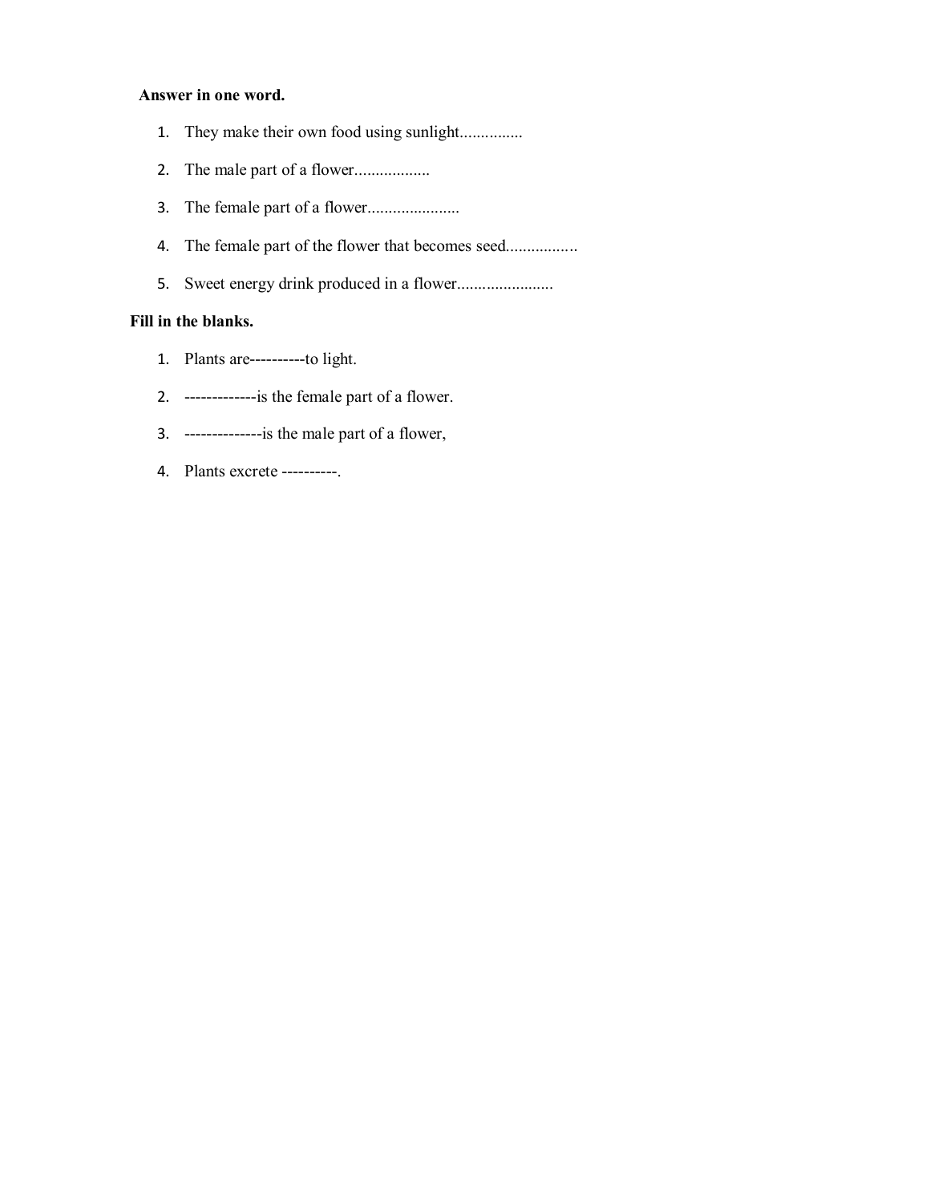**Answer in one word.**

1. They make their own food using sunlight...............
2. The male part of a flower..................
3. The female part of a flower......................
4. The female part of the flower that becomes seed.................
5. Sweet energy drink produced in a flower.......................

**Fill in the blanks.**

1. Plants are----------to light.
2. -------------is the female part of a flower.
3. --------------is the male part of a flower,
4. Plants excrete ----------.